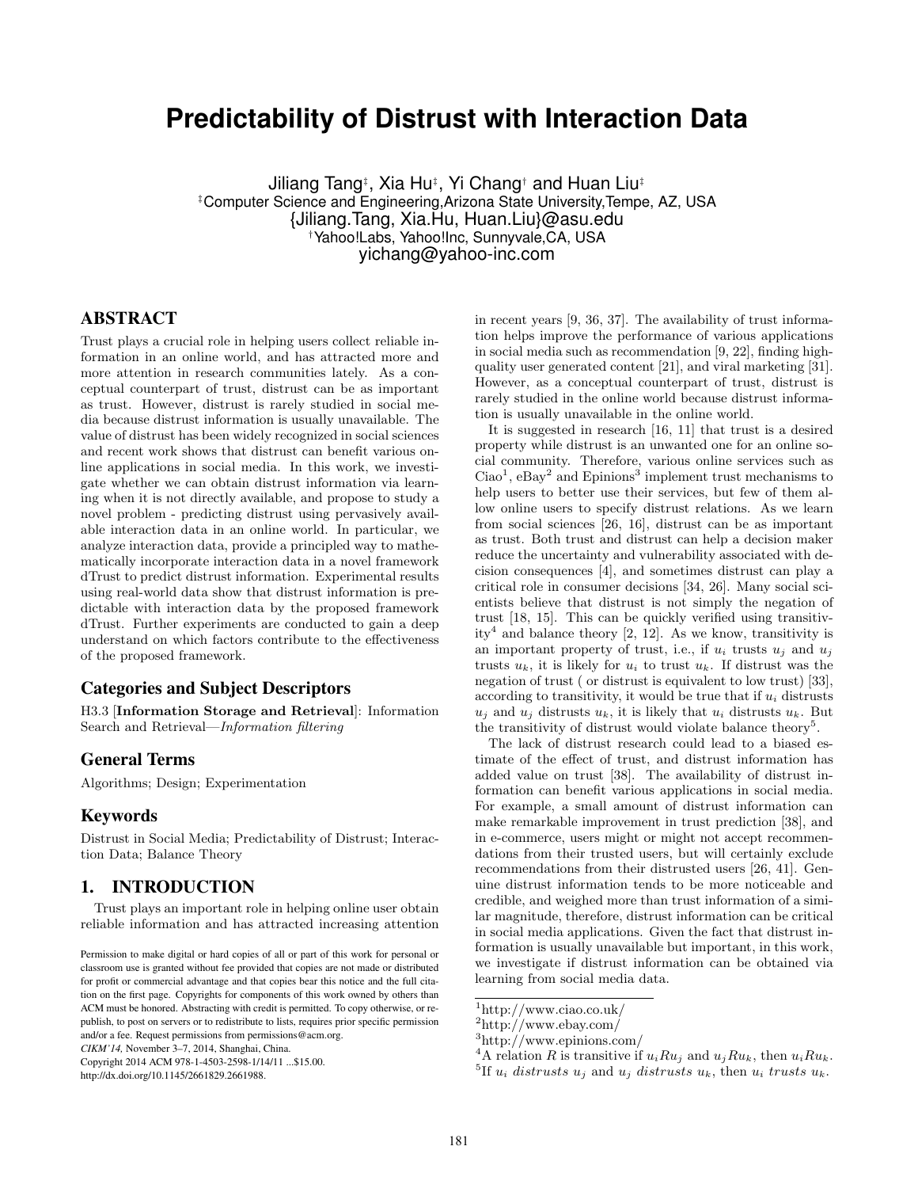# Predictability of Distrust with Interaction Data

Jiliang Tang[‡], Xia Hu[‡], Yi Chang[†] and Huan Liu[‡]

[‡]Computer Science and Engineering,Arizona State University,Tempe, AZ, USA
{Jiliang.Tang, Xia.Hu, Huan.Liu}@asu.edu
[†]Yahoo!Labs, Yahoo!Inc, Sunnyvale,CA, USA
yichang@yahoo-inc.com

## ABSTRACT

Trust plays a crucial role in helping users collect reliable information in an online world, and has attracted more and more attention in research communities lately. As a conceptual counterpart of trust, distrust can be as important as trust. However, distrust is rarely studied in social media because distrust information is usually unavailable. The value of distrust has been widely recognized in social sciences and recent work shows that distrust can benefit various online applications in social media. In this work, we investigate whether we can obtain distrust information via learning when it is not directly available, and propose to study a novel problem - predicting distrust using pervasively available interaction data in an online world. In particular, we analyze interaction data, provide a principled way to mathematically incorporate interaction data in a novel framework dTrust to predict distrust information. Experimental results using real-world data show that distrust information is predictable with interaction data by the proposed framework dTrust. Further experiments are conducted to gain a deep understand on which factors contribute to the effectiveness of the proposed framework.

### Categories and Subject Descriptors

H3.3 [**Information Storage and Retrieval**]: Information Search and Retrieval—*Information filtering*

### General Terms

Algorithms; Design; Experimentation

### Keywords

Distrust in Social Media; Predictability of Distrust; Interaction Data; Balance Theory

## 1. INTRODUCTION

Trust plays an important role in helping online user obtain reliable information and has attracted increasing attention in recent years [9, 36, 37]. The availability of trust information helps improve the performance of various applications in social media such as recommendation [9, 22], finding high-quality user generated content [21], and viral marketing [31]. However, as a conceptual counterpart of trust, distrust is rarely studied in the online world because distrust information is usually unavailable in the online world.

It is suggested in research [16, 11] that trust is a desired property while distrust is an unwanted one for an online social community. Therefore, various online services such as Ciao[1], eBay[2] and Epinions[3] implement trust mechanisms to help users to better use their services, but few of them allow online users to specify distrust relations. As we learn from social sciences [26, 16], distrust can be as important as trust. Both trust and distrust can help a decision maker reduce the uncertainty and vulnerability associated with decision consequences [4], and sometimes distrust can play a critical role in consumer decisions [34, 26]. Many social scientists believe that distrust is not simply the negation of trust [18, 15]. This can be quickly verified using transitivity[4] and balance theory [2, 12]. As we know, transitivity is an important property of trust, i.e., if $u_i$ trusts $u_j$ and $u_j$ trusts $u_k$, it is likely for $u_i$ to trust $u_k$. If distrust was the negation of trust ( or distrust is equivalent to low trust) [33], according to transitivity, it would be true that if $u_i$ distrusts $u_j$ and $u_j$ distrusts $u_k$, it is likely that $u_i$ distrusts $u_k$. But the transitivity of distrust would violate balance theory[5].

The lack of distrust research could lead to a biased estimate of the effect of trust, and distrust information has added value on trust [38]. The availability of distrust information can benefit various applications in social media. For example, a small amount of distrust information can make remarkable improvement in trust prediction [38], and in e-commerce, users might or might not accept recommendations from their trusted users, but will certainly exclude recommendations from their distrusted users [26, 41]. Genuine distrust information tends to be more noticeable and credible, and weighed more than trust information of a similar magnitude, therefore, distrust information can be critical in social media applications. Given the fact that distrust information is usually unavailable but important, in this work, we investigate if distrust information can be obtained via learning from social media data.

[1]http://www.ciao.co.uk/
[2]http://www.ebay.com/
[3]http://www.epinions.com/
[4]A relation $R$ is transitive if $u_i R u_j$ and $u_j R u_k$, then $u_i R u_k$.
[5]If $u_i$ *distrusts* $u_j$ and $u_j$ *distrusts* $u_k$, then $u_i$ *trusts* $u_k$.

Permission to make digital or hard copies of all or part of this work for personal or classroom use is granted without fee provided that copies are not made or distributed for profit or commercial advantage and that copies bear this notice and the full citation on the first page. Copyrights for components of this work owned by others than ACM must be honored. Abstracting with credit is permitted. To copy otherwise, or republish, to post on servers or to redistribute to lists, requires prior specific permission and/or a fee. Request permissions from permissions@acm.org.
*CIKM'14,* November 3–7, 2014, Shanghai, China.
Copyright 2014 ACM 978-1-4503-2598-1/14/11 ...$15.00.
http://dx.doi.org/10.1145/2661829.2661988.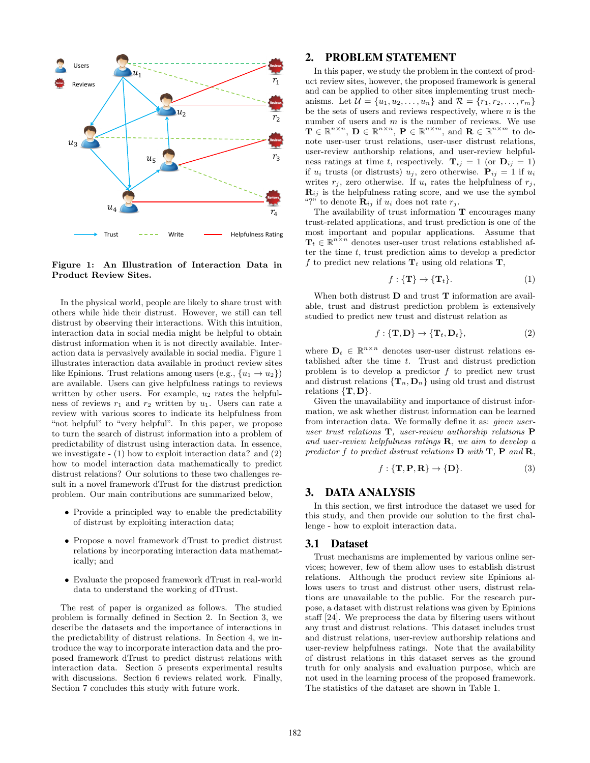Figure 1: An Illustration of Interaction Data in Product Review Sites.

In the physical world, people are likely to share trust with others while hide their distrust. However, we still can tell distrust by observing their interactions. With this intuition, interaction data in social media might be helpful to obtain distrust information when it is not directly available. Interaction data is pervasively available in social media. Figure 1 illustrates interaction data available in product review sites like Epinions. Trust relations among users (e.g., $\{u_1 \rightarrow u_2\}$) are available. Users can give helpfulness ratings to reviews written by other users. For example, $u_2$ rates the helpfulness of reviews $r_1$ and $r_2$ written by $u_1$. Users can rate a review with various scores to indicate its helpfulness from "not helpful" to "very helpful". In this paper, we propose to turn the search of distrust information into a problem of predictability of distrust using interaction data. In essence, we investigate - (1) how to exploit interaction data? and (2) how to model interaction data mathematically to predict distrust relations? Our solutions to these two challenges result in a novel framework dTrust for the distrust prediction problem. Our main contributions are summarized below,

- Provide a principled way to enable the predictability of distrust by exploiting interaction data;
- Propose a novel framework dTrust to predict distrust relations by incorporating interaction data mathematically; and
- Evaluate the proposed framework dTrust in real-world data to understand the working of dTrust.

The rest of paper is organized as follows. The studied problem is formally defined in Section 2. In Section 3, we describe the datasets and the importance of interactions in the predictability of distrust relations. In Section 4, we introduce the way to incorporate interaction data and the proposed framework dTrust to predict distrust relations with interaction data. Section 5 presents experimental results with discussions. Section 6 reviews related work. Finally, Section 7 concludes this study with future work.

## 2. PROBLEM STATEMENT

In this paper, we study the problem in the context of product review sites, however, the proposed framework is general and can be applied to other sites implementing trust mechanisms. Let $\mathcal{U} = \{u_1, u_2, \ldots, u_n\}$ and $\mathcal{R} = \{r_1, r_2, \ldots, r_m\}$ be the sets of users and reviews respectively, where $n$ is the number of users and $m$ is the number of reviews. We use $\mathbf{T} \in \mathbb{R}^{n \times n}$, $\mathbf{D} \in \mathbb{R}^{n \times n}$, $\mathbf{P} \in \mathbb{R}^{n \times m}$, and $\mathbf{R} \in \mathbb{R}^{n \times m}$ to denote user-user trust relations, user-user distrust relations, user-review authorship relations, and user-review helpfulness ratings at time $t$, respectively. $\mathbf{T}_{ij} = 1$ (or $\mathbf{D}_{ij} = 1$) if $u_i$ trusts (or distrusts) $u_j$, zero otherwise. $\mathbf{P}_{ij} = 1$ if $u_i$ writes $r_j$, zero otherwise. If $u_i$ rates the helpfulness of $r_j$, $\mathbf{R}_{ij}$ is the helpfulness rating score, and we use the symbol "?" to denote $\mathbf{R}_{ij}$ if $u_i$ does not rate $r_j$.

The availability of trust information $\mathbf{T}$ encourages many trust-related applications, and trust prediction is one of the most important and popular applications. Assume that $\mathbf{T}_t \in \mathbb{R}^{n \times n}$ denotes user-user trust relations established after the time $t$, trust prediction aims to develop a predictor $f$ to predict new relations $\mathbf{T}_t$ using old relations $\mathbf{T}$,

$$f : \{\mathbf{T}\} \rightarrow \{\mathbf{T}_t\}. \tag{1}$$

When both distrust $\mathbf{D}$ and trust $\mathbf{T}$ information are available, trust and distrust prediction problem is extensively studied to predict new trust and distrust relation as

$$f : \{\mathbf{T}, \mathbf{D}\} \rightarrow \{\mathbf{T}_t, \mathbf{D}_t\}, \tag{2}$$

where $\mathbf{D}_t \in \mathbb{R}^{n \times n}$ denotes user-user distrust relations established after the time $t$. Trust and distrust prediction problem is to develop a predictor $f$ to predict new trust and distrust relations $\{\mathbf{T}_n, \mathbf{D}_n\}$ using old trust and distrust relations $\{\mathbf{T}, \mathbf{D}\}$.

Given the unavailability and importance of distrust information, we ask whether distrust information can be learned from interaction data. We formally define it as: *given user-user trust relations* $\mathbf{T}$*, user-review authorship relations* $\mathbf{P}$ *and user-review helpfulness ratings* $\mathbf{R}$*, we aim to develop a predictor* $f$ *to predict distrust relations* $\mathbf{D}$ *with* $\mathbf{T}$, $\mathbf{P}$ *and* $\mathbf{R}$,

$$f : \{\mathbf{T}, \mathbf{P}, \mathbf{R}\} \rightarrow \{\mathbf{D}\}. \tag{3}$$

## 3. DATA ANALYSIS

In this section, we first introduce the dataset we used for this study, and then provide our solution to the first challenge - how to exploit interaction data.

### 3.1 Dataset

Trust mechanisms are implemented by various online services; however, few of them allow uses to establish distrust relations. Although the product review site Epinions allows users to trust and distrust other users, distrust relations are unavailable to the public. For the research purpose, a dataset with distrust relations was given by Epinions staff [24]. We preprocess the data by filtering users without any trust and distrust relations. This dataset includes trust and distrust relations, user-review authorship relations and user-review helpfulness ratings. Note that the availability of distrust relations in this dataset serves as the ground truth for only analysis and evaluation purpose, which are not used in the learning process of the proposed framework. The statistics of the dataset are shown in Table 1.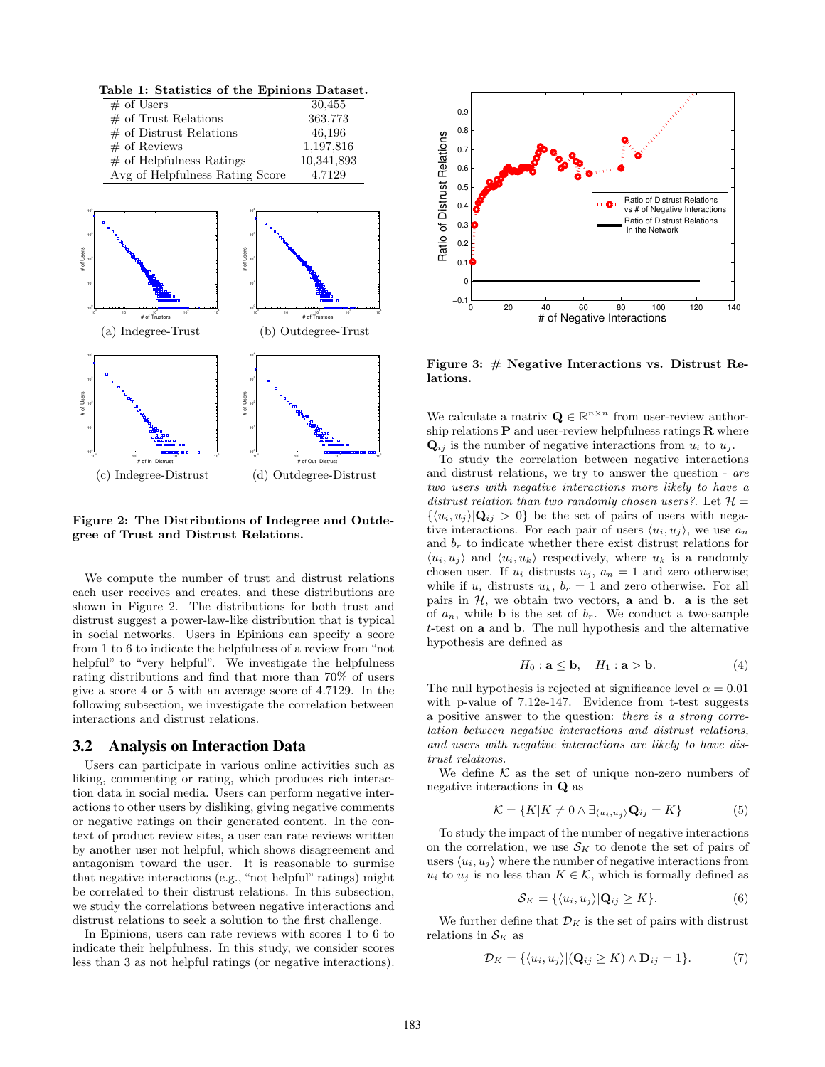**Table 1: Statistics of the Epinions Dataset.**

| | |
|---|---|
| # of Users | 30,455 |
| # of Trust Relations | 363,773 |
| # of Distrust Relations | 46,196 |
| # of Reviews | 1,197,816 |
| # of Helpfulness Ratings | 10,341,893 |
| Avg of Helpfulness Rating Score | 4.7129 |

(a) Indegree-Trust (b) Outdegree-Trust

(c) Indegree-Distrust (d) Outdegree-Distrust

**Figure 2: The Distributions of Indegree and Outdegree of Trust and Distrust Relations.**

We compute the number of trust and distrust relations each user receives and creates, and these distributions are shown in Figure 2. The distributions for both trust and distrust suggest a power-law-like distribution that is typical in social networks. Users in Epinions can specify a score from 1 to 6 to indicate the helpfulness of a review from "not helpful" to "very helpful". We investigate the helpfulness rating distributions and find that more than 70% of users give a score 4 or 5 with an average score of 4.7129. In the following subsection, we investigate the correlation between interactions and distrust relations.

## 3.2 Analysis on Interaction Data

Users can participate in various online activities such as liking, commenting or rating, which produces rich interaction data in social media. Users can perform negative interactions to other users by disliking, giving negative comments or negative ratings on their generated content. In the context of product review sites, a user can rate reviews written by another user not helpful, which shows disagreement and antagonism toward the user. It is reasonable to surmise that negative interactions (e.g., "not helpful" ratings) might be correlated to their distrust relations. In this subsection, we study the correlations between negative interactions and distrust relations to seek a solution to the first challenge.

In Epinions, users can rate reviews with scores 1 to 6 to indicate their helpfulness. In this study, we consider scores less than 3 as not helpful ratings (or negative interactions).

**Figure 3: # Negative Interactions vs. Distrust Relations.**

We calculate a matrix $\mathbf{Q} \in \mathbb{R}^{n \times n}$ from user-review authorship relations $\mathbf{P}$ and user-review helpfulness ratings $\mathbf{R}$ where $\mathbf{Q}_{ij}$ is the number of negative interactions from $u_i$ to $u_j$.

To study the correlation between negative interactions and distrust relations, we try to answer the question - *are two users with negative interactions more likely to have a distrust relation than two randomly chosen users?*. Let $\mathcal{H} = \{\langle u_i, u_j \rangle | \mathbf{Q}_{ij} > 0\}$ be the set of pairs of users with negative interactions. For each pair of users $\langle u_i, u_j \rangle$, we use $a_n$ and $b_r$ to indicate whether there exist distrust relations for $\langle u_i, u_j \rangle$ and $\langle u_i, u_k \rangle$ respectively, where $u_k$ is a randomly chosen user. If $u_i$ distrusts $u_j$, $a_n = 1$ and zero otherwise; while if $u_i$ distrusts $u_k$, $b_r = 1$ and zero otherwise. For all pairs in $\mathcal{H}$, we obtain two vectors, $\mathbf{a}$ and $\mathbf{b}$. $\mathbf{a}$ is the set of $a_n$, while $\mathbf{b}$ is the set of $b_r$. We conduct a two-sample $t$-test on $\mathbf{a}$ and $\mathbf{b}$. The null hypothesis and the alternative hypothesis are defined as

$$H_0 : \mathbf{a} \leq \mathbf{b}, \quad H_1 : \mathbf{a} > \mathbf{b}. \tag{4}$$

The null hypothesis is rejected at significance level $\alpha = 0.01$ with p-value of 7.12e-147. Evidence from t-test suggests a positive answer to the question: *there is a strong correlation between negative interactions and distrust relations, and users with negative interactions are likely to have distrust relations.*

We define $\mathcal{K}$ as the set of unique non-zero numbers of negative interactions in $\mathbf{Q}$ as

$$\mathcal{K} = \{K | K \neq 0 \land \exists_{\langle u_i, u_j \rangle} \mathbf{Q}_{ij} = K\} \tag{5}$$

To study the impact of the number of negative interactions on the correlation, we use $\mathcal{S}_K$ to denote the set of pairs of users $\langle u_i, u_j \rangle$ where the number of negative interactions from $u_i$ to $u_j$ is no less than $K \in \mathcal{K}$, which is formally defined as

$$\mathcal{S}_K = \{\langle u_i, u_j \rangle | \mathbf{Q}_{ij} \geq K\}. \tag{6}$$

We further define that $\mathcal{D}_K$ is the set of pairs with distrust relations in $\mathcal{S}_K$ as

$$\mathcal{D}_K = \{\langle u_i, u_j \rangle | (\mathbf{Q}_{ij} \geq K) \land \mathbf{D}_{ij} = 1\}. \tag{7}$$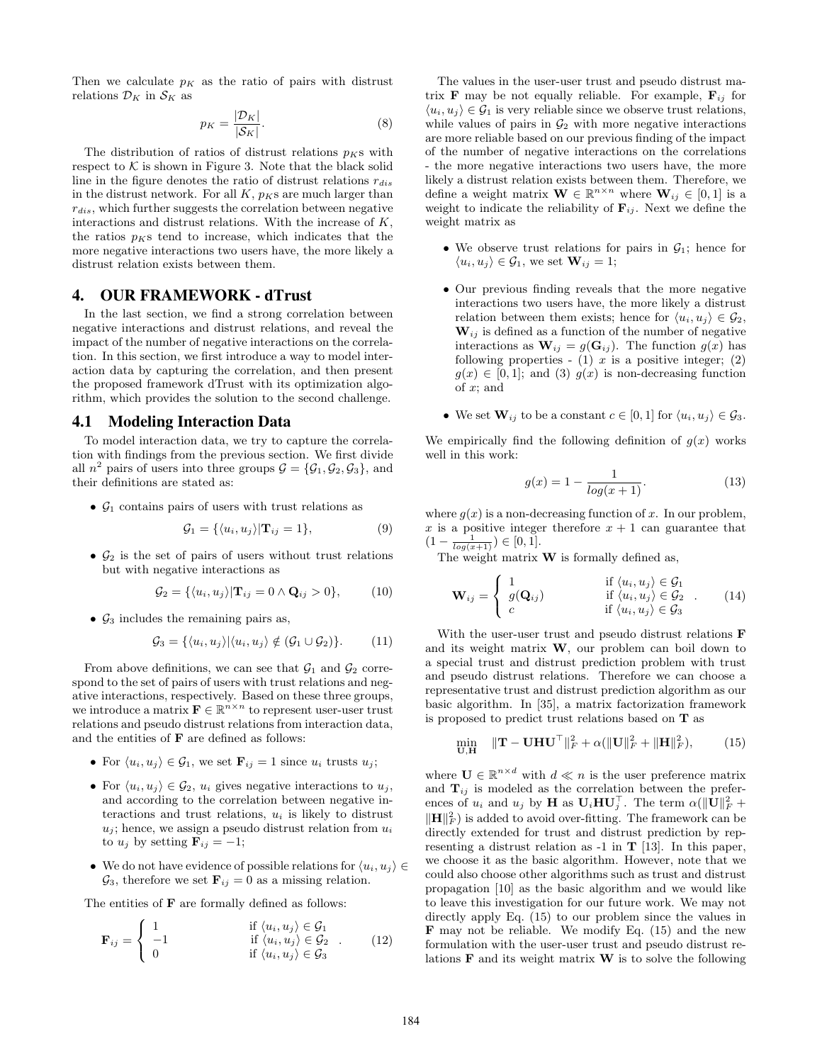Then we calculate $p_K$ as the ratio of pairs with distrust relations $\mathcal{D}_K$ in $\mathcal{S}_K$ as

$$p_K = \frac{|\mathcal{D}_K|}{|\mathcal{S}_K|}. \tag{8}$$

The distribution of ratios of distrust relations $p_K$s with respect to $\mathcal{K}$ is shown in Figure 3. Note that the black solid line in the figure denotes the ratio of distrust relations $r_{dis}$ in the distrust network. For all $K$, $p_K$s are much larger than $r_{dis}$, which further suggests the correlation between negative interactions and distrust relations. With the increase of $K$, the ratios $p_K$s tend to increase, which indicates that the more negative interactions two users have, the more likely a distrust relation exists between them.

## 4. OUR FRAMEWORK - dTrust

In the last section, we find a strong correlation between negative interactions and distrust relations, and reveal the impact of the number of negative interactions on the correlation. In this section, we first introduce a way to model interaction data by capturing the correlation, and then present the proposed framework dTrust with its optimization algorithm, which provides the solution to the second challenge.

### 4.1 Modeling Interaction Data

To model interaction data, we try to capture the correlation with findings from the previous section. We first divide all $n^2$ pairs of users into three groups $\mathcal{G} = \{\mathcal{G}_1, \mathcal{G}_2, \mathcal{G}_3\}$, and their definitions are stated as:

- $\mathcal{G}_1$ contains pairs of users with trust relations as

$$\mathcal{G}_1 = \{\langle u_i, u_j \rangle | \mathbf{T}_{ij} = 1\}, \tag{9}$$

- $\mathcal{G}_2$ is the set of pairs of users without trust relations but with negative interactions as

$$\mathcal{G}_2 = \{\langle u_i, u_j \rangle | \mathbf{T}_{ij} = 0 \wedge \mathbf{Q}_{ij} > 0\}, \tag{10}$$

- $\mathcal{G}_3$ includes the remaining pairs as,

$$\mathcal{G}_3 = \{\langle u_i, u_j \rangle | \langle u_i, u_j \rangle \notin (\mathcal{G}_1 \cup \mathcal{G}_2)\}. \tag{11}$$

From above definitions, we can see that $\mathcal{G}_1$ and $\mathcal{G}_2$ correspond to the set of pairs of users with trust relations and negative interactions, respectively. Based on these three groups, we introduce a matrix $\mathbf{F} \in \mathbb{R}^{n \times n}$ to represent user-user trust relations and pseudo distrust relations from interaction data, and the entities of $\mathbf{F}$ are defined as follows:

- For $\langle u_i, u_j \rangle \in \mathcal{G}_1$, we set $\mathbf{F}_{ij} = 1$ since $u_i$ trusts $u_j$;
- For $\langle u_i, u_j \rangle \in \mathcal{G}_2$, $u_i$ gives negative interactions to $u_j$, and according to the correlation between negative interactions and trust relations, $u_i$ is likely to distrust $u_j$; hence, we assign a pseudo distrust relation from $u_i$ to $u_j$ by setting $\mathbf{F}_{ij} = -1$;
- We do not have evidence of possible relations for $\langle u_i, u_j \rangle \in \mathcal{G}_3$, therefore we set $\mathbf{F}_{ij} = 0$ as a missing relation.

The entities of $\mathbf{F}$ are formally defined as follows:

$$\mathbf{F}_{ij} = \begin{cases} 1 & \text{if } \langle u_i, u_j \rangle \in \mathcal{G}_1 \\ -1 & \text{if } \langle u_i, u_j \rangle \in \mathcal{G}_2 \\ 0 & \text{if } \langle u_i, u_j \rangle \in \mathcal{G}_3 \end{cases}. \tag{12}$$

The values in the user-user trust and pseudo distrust matrix $\mathbf{F}$ may be not equally reliable. For example, $\mathbf{F}_{ij}$ for $\langle u_i, u_j \rangle \in \mathcal{G}_1$ is very reliable since we observe trust relations, while values of pairs in $\mathcal{G}_2$ with more negative interactions are more reliable based on our previous finding of the impact of the number of negative interactions on the correlations - the more negative interactions two users have, the more likely a distrust relation exists between them. Therefore, we define a weight matrix $\mathbf{W} \in \mathbb{R}^{n \times n}$ where $\mathbf{W}_{ij} \in [0, 1]$ is a weight to indicate the reliability of $\mathbf{F}_{ij}$. Next we define the weight matrix as

- We observe trust relations for pairs in $\mathcal{G}_1$; hence for $\langle u_i, u_j \rangle \in \mathcal{G}_1$, we set $\mathbf{W}_{ij} = 1$;
- Our previous finding reveals that the more negative interactions two users have, the more likely a distrust relation between them exists; hence for $\langle u_i, u_j \rangle \in \mathcal{G}_2$, $\mathbf{W}_{ij}$ is defined as a function of the number of negative interactions as $\mathbf{W}_{ij} = g(\mathbf{G}_{ij})$. The function $g(x)$ has following properties - (1) $x$ is a positive integer; (2) $g(x) \in [0, 1]$; and (3) $g(x)$ is non-decreasing function of $x$; and
- We set $\mathbf{W}_{ij}$ to be a constant $c \in [0, 1]$ for $\langle u_i, u_j \rangle \in \mathcal{G}_3$.

We empirically find the following definition of $g(x)$ works well in this work:

$$g(x) = 1 - \frac{1}{log(x+1)}. \tag{13}$$

where $g(x)$ is a non-decreasing function of $x$. In our problem, $x$ is a positive integer therefore $x+1$ can guarantee that $(1 - \frac{1}{log(x+1)}) \in [0, 1]$.

The weight matrix $\mathbf{W}$ is formally defined as,

$$\mathbf{W}_{ij} = \begin{cases} 1 & \text{if } \langle u_i, u_j \rangle \in \mathcal{G}_1 \\ g(\mathbf{Q}_{ij}) & \text{if } \langle u_i, u_j \rangle \in \mathcal{G}_2 \\ c & \text{if } \langle u_i, u_j \rangle \in \mathcal{G}_3 \end{cases}. \tag{14}$$

With the user-user trust and pseudo distrust relations $\mathbf{F}$ and its weight matrix $\mathbf{W}$, our problem can boil down to a special trust and distrust prediction problem with trust and pseudo distrust relations. Therefore we can choose a representative trust and distrust prediction algorithm as our basic algorithm. In [35], a matrix factorization framework is proposed to predict trust relations based on $\mathbf{T}$ as

$$\min_{\mathbf{U},\mathbf{H}} \quad \|\mathbf{T} - \mathbf{U}\mathbf{H}\mathbf{U}^\top\|_F^2 + \alpha(\|\mathbf{U}\|_F^2 + \|\mathbf{H}\|_F^2), \tag{15}$$

where $\mathbf{U} \in \mathbb{R}^{n \times d}$ with $d \ll n$ is the user preference matrix and $\mathbf{T}_{ij}$ is modeled as the correlation between the preferences of $u_i$ and $u_j$ by $\mathbf{H}$ as $\mathbf{U}_i \mathbf{H} \mathbf{U}_j^\top$. The term $\alpha(\|\mathbf{U}\|_F^2 + \|\mathbf{H}\|_F^2)$ is added to avoid over-fitting. The framework can be directly extended for trust and distrust prediction by representing a distrust relation as -1 in $\mathbf{T}$ [13]. In this paper, we choose it as the basic algorithm. However, note that we could also choose other algorithms such as trust and distrust propagation [10] as the basic algorithm and we would like to leave this investigation for our future work. We may not directly apply Eq. (15) to our problem since the values in $\mathbf{F}$ may not be reliable. We modify Eq. (15) and the new formulation with the user-user trust and pseudo distrust relations $\mathbf{F}$ and its weight matrix $\mathbf{W}$ is to solve the following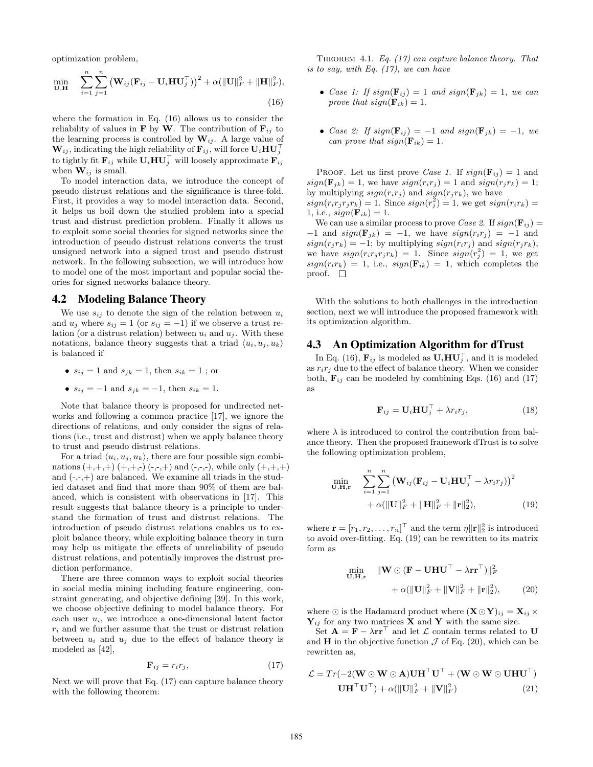optimization problem,

$$\min_{\mathbf{U},\mathbf{H}} \quad \sum_{i=1}^{n}\sum_{j=1}^{n}\left(\mathbf{W}_{ij}(\mathbf{F}_{ij} - \mathbf{U}_i\mathbf{H}\mathbf{U}_j^\top)\right)^2 + \alpha(\|\mathbf{U}\|_F^2 + \|\mathbf{H}\|_F^2), \tag{16}$$

where the formation in Eq. (16) allows us to consider the reliability of values in $\mathbf{F}$ by $\mathbf{W}$. The contribution of $\mathbf{F}_{ij}$ to the learning process is controlled by $\mathbf{W}_{ij}$. A large value of $\mathbf{W}_{ij}$, indicating the high reliability of $\mathbf{F}_{ij}$, will force $\mathbf{U}_i\mathbf{H}\mathbf{U}_j^\top$ to tightly fit $\mathbf{F}_{ij}$ while $\mathbf{U}_i\mathbf{H}\mathbf{U}_j^\top$ will loosely approximate $\mathbf{F}_{ij}$ when $\mathbf{W}_{ij}$ is small.

To model interaction data, we introduce the concept of pseudo distrust relations and the significance is three-fold. First, it provides a way to model interaction data. Second, it helps us boil down the studied problem into a special trust and distrust prediction problem. Finally it allows us to exploit some social theories for signed networks since the introduction of pseudo distrust relations converts the trust unsigned network into a signed trust and pseudo distrust network. In the following subsection, we will introduce how to model one of the most important and popular social theories for signed networks balance theory.

## 4.2 Modeling Balance Theory

We use $s_{ij}$ to denote the sign of the relation between $u_i$ and $u_j$ where $s_{ij} = 1$ (or $s_{ij} = -1$) if we observe a trust relation (or a distrust relation) between $u_i$ and $u_j$. With these notations, balance theory suggests that a triad $\langle u_i, u_j, u_k\rangle$ is balanced if

- $s_{ij} = 1$ and $s_{jk} = 1$, then $s_{ik} = 1$ ; or
- $s_{ij} = -1$ and $s_{jk} = -1$, then $s_{ik} = 1$.

Note that balance theory is proposed for undirected networks and following a common practice [17], we ignore the directions of relations, and only consider the signs of relations (i.e., trust and distrust) when we apply balance theory to trust and pseudo distrust relations.

For a triad $\langle u_i, u_j, u_k\rangle$, there are four possible sign combinations (+,+,+) (+,+,-) (-,-,+) and (-,-,-), while only (+,+,+) and (-,-,+) are balanced. We examine all triads in the studied dataset and find that more than 90% of them are balanced, which is consistent with observations in [17]. This result suggests that balance theory is a principle to understand the formation of trust and distrust relations. The introduction of pseudo distrust relations enables us to exploit balance theory, while exploiting balance theory in turn may help us mitigate the effects of unreliability of pseudo distrust relations, and potentially improves the distrust prediction performance.

There are three common ways to exploit social theories in social media mining including feature engineering, constraint generating, and objective defining [39]. In this work, we choose objective defining to model balance theory. For each user $u_i$, we introduce a one-dimensional latent factor $r_i$ and we further assume that the trust or distrust relation between $u_i$ and $u_j$ due to the effect of balance theory is modeled as [42],

$$\mathbf{F}_{ij} = r_i r_j, \tag{17}$$

Next we will prove that Eq. (17) can capture balance theory with the following theorem:

THEOREM 4.1. *Eq. (17) can capture balance theory. That is to say, with Eq. (17), we can have*

- *Case 1: If $sign(\mathbf{F}_{ij}) = 1$ and $sign(\mathbf{F}_{jk}) = 1$, we can prove that $sign(\mathbf{F}_{ik}) = 1$.*
- *Case 2: If $sign(\mathbf{F}_{ij}) = -1$ and $sign(\mathbf{F}_{jk}) = -1$, we can prove that $sign(\mathbf{F}_{ik}) = 1$.*

PROOF. Let us first prove *Case 1*. If $sign(\mathbf{F}_{ij}) = 1$ and $sign(\mathbf{F}_{jk}) = 1$, we have $sign(r_i r_j) = 1$ and $sign(r_j r_k) = 1$; by multiplying $sign(r_i r_j)$ and $sign(r_j r_k)$, we have $sign(r_i r_j r_j r_k) = 1$. Since $sign(r_j^2) = 1$, we get $sign(r_i r_k) = 1$, i.e., $sign(\mathbf{F}_{ik}) = 1$.

We can use a similar process to prove *Case 2*. If $sign(\mathbf{F}_{ij}) = -1$ and $sign(\mathbf{F}_{jk}) = -1$, we have $sign(r_i r_j) = -1$ and $sign(r_j r_k) = -1$; by multiplying $sign(r_i r_j)$ and $sign(r_j r_k)$, we have $sign(r_i r_j r_j r_k) = 1$. Since $sign(r_j^2) = 1$, we get $sign(r_i r_k) = 1$, i.e., $sign(\mathbf{F}_{ik}) = 1$, which completes the proof. □

With the solutions to both challenges in the introduction section, next we will introduce the proposed framework with its optimization algorithm.

## 4.3 An Optimization Algorithm for dTrust

In Eq. (16), $\mathbf{F}_{ij}$ is modeled as $\mathbf{U}_i\mathbf{H}\mathbf{U}_j^\top$, and it is modeled as $r_i r_j$ due to the effect of balance theory. When we consider both, $\mathbf{F}_{ij}$ can be modeled by combining Eqs. (16) and (17) as

$$\mathbf{F}_{ij} = \mathbf{U}_i\mathbf{H}\mathbf{U}_j^\top + \lambda r_i r_j, \tag{18}$$

where $\lambda$ is introduced to control the contribution from balance theory. Then the proposed framework dTrust is to solve the following optimization problem,

$$\min_{\mathbf{U},\mathbf{H},\mathbf{r}} \quad \sum_{i=1}^{n}\sum_{j=1}^{n}\left(\mathbf{W}_{ij}(\mathbf{F}_{ij} - \mathbf{U}_i\mathbf{H}\mathbf{U}_j^\top - \lambda r_i r_j)\right)^2 + \alpha(\|\mathbf{U}\|_F^2 + \|\mathbf{H}\|_F^2 + \|\mathbf{r}\|_2^2), \tag{19}$$

where $\mathbf{r} = [r_1, r_2, \ldots, r_n]^\top$ and the term $\eta\|\mathbf{r}\|_2^2$ is introduced to avoid over-fitting. Eq. (19) can be rewritten to its matrix form as

$$\min_{\mathbf{U},\mathbf{H},\mathbf{r}} \quad \|\mathbf{W} \odot (\mathbf{F} - \mathbf{U}\mathbf{H}\mathbf{U}^\top - \lambda\mathbf{r}\mathbf{r}^\top)\|_F^2 + \alpha(\|\mathbf{U}\|_F^2 + \|\mathbf{V}\|_F^2 + \|\mathbf{r}\|_2^2), \tag{20}$$

where $\odot$ is the Hadamard product where $(\mathbf{X} \odot \mathbf{Y})_{ij} = \mathbf{X}_{ij} \times \mathbf{Y}_{ij}$ for any two matrices $\mathbf{X}$ and $\mathbf{Y}$ with the same size.

Set $\mathbf{A} = \mathbf{F} - \lambda\mathbf{r}\mathbf{r}^\top$ and let $\mathcal{L}$ contain terms related to $\mathbf{U}$ and $\mathbf{H}$ in the objective function $\mathcal{J}$ of Eq. (20), which can be rewritten as,

$$\mathcal{L} = Tr(-2(\mathbf{W} \odot \mathbf{W} \odot \mathbf{A})\mathbf{U}\mathbf{H}^\top\mathbf{U}^\top + (\mathbf{W} \odot \mathbf{W} \odot \mathbf{U}\mathbf{H}\mathbf{U}^\top)\mathbf{U}\mathbf{H}^\top\mathbf{U}^\top) + \alpha(\|\mathbf{U}\|_F^2 + \|\mathbf{V}\|_F^2) \tag{21}$$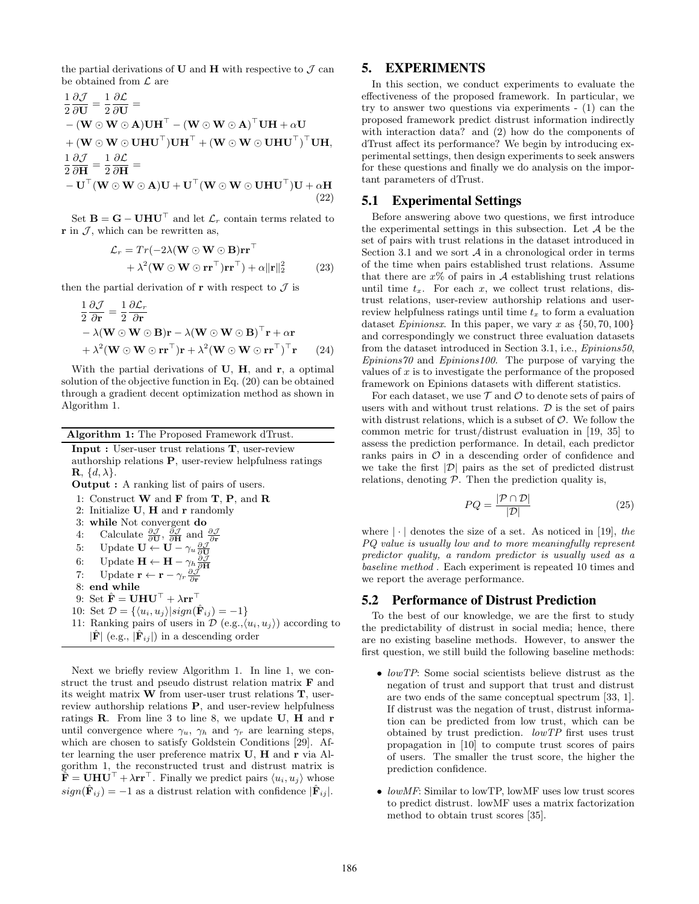the partial derivations of $\mathbf{U}$ and $\mathbf{H}$ with respective to $\mathcal{J}$ can be obtained from $\mathcal{L}$ are

$$
\begin{aligned}
&\frac{1}{2}\frac{\partial \mathcal{J}}{\partial \mathbf{U}} = \frac{1}{2}\frac{\partial \mathcal{L}}{\partial \mathbf{U}} = \\
&-(\mathbf{W} \odot \mathbf{W} \odot \mathbf{A})\mathbf{U}\mathbf{H}^\top - (\mathbf{W} \odot \mathbf{W} \odot \mathbf{A})^\top \mathbf{U}\mathbf{H} + \alpha \mathbf{U} \\
&+ (\mathbf{W} \odot \mathbf{W} \odot \mathbf{U}\mathbf{H}\mathbf{U}^\top)\mathbf{U}\mathbf{H}^\top + (\mathbf{W} \odot \mathbf{W} \odot \mathbf{U}\mathbf{H}\mathbf{U}^\top)^\top \mathbf{U}\mathbf{H}, \\
&\frac{1}{2}\frac{\partial \mathcal{J}}{\partial \mathbf{H}} = \frac{1}{2}\frac{\partial \mathcal{L}}{\partial \mathbf{H}} = \\
&-\mathbf{U}^\top(\mathbf{W} \odot \mathbf{W} \odot \mathbf{A})\mathbf{U} + \mathbf{U}^\top(\mathbf{W} \odot \mathbf{W} \odot \mathbf{U}\mathbf{H}\mathbf{U}^\top)\mathbf{U} + \alpha \mathbf{H}
\end{aligned} \tag{22}
$$

Set $\mathbf{B} = \mathbf{G} - \mathbf{U}\mathbf{H}\mathbf{U}^\top$ and let $\mathcal{L}_r$ contain terms related to $\mathbf{r}$ in $\mathcal{J}$, which can be rewritten as,

$$
\begin{aligned}
\mathcal{L}_r = Tr(&-2\lambda(\mathbf{W} \odot \mathbf{W} \odot \mathbf{B})\mathbf{r}\mathbf{r}^\top \\
&+ \lambda^2(\mathbf{W} \odot \mathbf{W} \odot \mathbf{r}\mathbf{r}^\top)\mathbf{r}\mathbf{r}^\top) + \alpha\|\mathbf{r}\|_2^2
\end{aligned} \tag{23}
$$

then the partial derivation of $\mathbf{r}$ with respect to $\mathcal{J}$ is

$$
\begin{aligned}
&\frac{1}{2}\frac{\partial \mathcal{J}}{\partial \mathbf{r}} = \frac{1}{2}\frac{\partial \mathcal{L}_r}{\partial \mathbf{r}} \\
&-\lambda(\mathbf{W} \odot \mathbf{W} \odot \mathbf{B})\mathbf{r} - \lambda(\mathbf{W} \odot \mathbf{W} \odot \mathbf{B})^\top \mathbf{r} + \alpha \mathbf{r} \\
&+ \lambda^2(\mathbf{W} \odot \mathbf{W} \odot \mathbf{r}\mathbf{r}^\top)\mathbf{r} + \lambda^2(\mathbf{W} \odot \mathbf{W} \odot \mathbf{r}\mathbf{r}^\top)^\top \mathbf{r}
\end{aligned} \tag{24}
$$

With the partial derivations of $\mathbf{U}$, $\mathbf{H}$, and $\mathbf{r}$, a optimal solution of the objective function in Eq. (20) can be obtained through a gradient decent optimization method as shown in Algorithm 1.

---

**Algorithm 1:** The Proposed Framework dTrust.

**Input :** User-user trust relations $\mathbf{T}$, user-review authorship relations $\mathbf{P}$, user-review helpfulness ratings $\mathbf{R}$, $\{d, \lambda\}$.

**Output :** A ranking list of pairs of users.

1: Construct $\mathbf{W}$ and $\mathbf{F}$ from $\mathbf{T}$, $\mathbf{P}$, and $\mathbf{R}$
2: Initialize $\mathbf{U}$, $\mathbf{H}$ and $\mathbf{r}$ randomly
3: **while** Not convergent **do**
4: Calculate $\frac{\partial \mathcal{J}}{\partial \mathbf{U}}$, $\frac{\partial \mathcal{J}}{\partial \mathbf{H}}$ and $\frac{\partial \mathcal{J}}{\partial \mathbf{r}}$
5: Update $\mathbf{U} \leftarrow \mathbf{U} - \gamma_u \frac{\partial \mathcal{J}}{\partial \mathbf{U}}$
6: Update $\mathbf{H} \leftarrow \mathbf{H} - \gamma_h \frac{\partial \mathcal{J}}{\partial \mathbf{H}}$
7: Update $\mathbf{r} \leftarrow \mathbf{r} - \gamma_r \frac{\partial \mathcal{J}}{\partial \mathbf{r}}$
8: **end while**
9: Set $\hat{\mathbf{F}} = \mathbf{U}\mathbf{H}\mathbf{U}^\top + \lambda \mathbf{r}\mathbf{r}^\top$
10: Set $\mathcal{D} = \{\langle u_i, u_j \rangle | sign(\hat{\mathbf{F}}_{ij}) = -1\}$
11: Ranking pairs of users in $\mathcal{D}$ (e.g.,$\langle u_i, u_j \rangle$) according to $|\hat{\mathbf{F}}|$ (e.g., $|\hat{\mathbf{F}}_{ij}|$) in a descending order

---

Next we briefly review Algorithm 1. In line 1, we construct the trust and pseudo distrust relation matrix $\mathbf{F}$ and its weight matrix $\mathbf{W}$ from user-user trust relations $\mathbf{T}$, user-review authorship relations $\mathbf{P}$, and user-review helpfulness ratings $\mathbf{R}$. From line 3 to line 8, we update $\mathbf{U}$, $\mathbf{H}$ and $\mathbf{r}$ until convergence where $\gamma_u$, $\gamma_h$ and $\gamma_r$ are learning steps, which are chosen to satisfy Goldstein Conditions [29]. After learning the user preference matrix $\mathbf{U}$, $\mathbf{H}$ and $\mathbf{r}$ via Algorithm 1, the reconstructed trust and distrust matrix is $\hat{\mathbf{F}} = \mathbf{U}\mathbf{H}\mathbf{U}^\top + \lambda \mathbf{r}\mathbf{r}^\top$. Finally we predict pairs $\langle u_i, u_j \rangle$ whose $sign(\hat{\mathbf{F}}_{ij}) = -1$ as a distrust relation with confidence $|\hat{\mathbf{F}}_{ij}|$.

# 5. EXPERIMENTS

In this section, we conduct experiments to evaluate the effectiveness of the proposed framework. In particular, we try to answer two questions via experiments - (1) can the proposed framework predict distrust information indirectly with interaction data? and (2) how do the components of dTrust affect its performance? We begin by introducing experimental settings, then design experiments to seek answers for these questions and finally we do analysis on the important parameters of dTrust.

## 5.1 Experimental Settings

Before answering above two questions, we first introduce the experimental settings in this subsection. Let $\mathcal{A}$ be the set of pairs with trust relations in the dataset introduced in Section 3.1 and we sort $\mathcal{A}$ in a chronological order in terms of the time when pairs established trust relations. Assume that there are $x$% of pairs in $\mathcal{A}$ establishing trust relations until time $t_x$. For each $x$, we collect trust relations, distrust relations, user-review authorship relations and user-review helpfulness ratings until time $t_x$ to form a evaluation dataset *Epinionsx*. In this paper, we vary $x$ as $\{50, 70, 100\}$ and correspondingly we construct three evaluation datasets from the dataset introduced in Section 3.1, i.e., *Epinions50*, *Epinions70* and *Epinions100*. The purpose of varying the values of $x$ is to investigate the performance of the proposed framework on Epinions datasets with different statistics.

For each dataset, we use $\mathcal{T}$ and $\mathcal{O}$ to denote sets of pairs of users with and without trust relations. $\mathcal{D}$ is the set of pairs with distrust relations, which is a subset of $\mathcal{O}$. We follow the common metric for trust/distrust evaluation in [19, 35] to assess the prediction performance. In detail, each predictor ranks pairs in $\mathcal{O}$ in a descending order of confidence and we take the first $|\mathcal{D}|$ pairs as the set of predicted distrust relations, denoting $\mathcal{P}$. Then the prediction quality is,

$$
PQ = \frac{|\mathcal{P} \cap \mathcal{D}|}{|\mathcal{D}|} \tag{25}
$$

where $|\cdot|$ denotes the size of a set. As noticed in [19], *the PQ value is usually low and to more meaningfully represent predictor quality, a random predictor is usually used as a baseline method*. Each experiment is repeated 10 times and we report the average performance.

## 5.2 Performance of Distrust Prediction

To the best of our knowledge, we are the first to study the predictability of distrust in social media; hence, there are no existing baseline methods. However, to answer the first question, we still build the following baseline methods:

- *lowTP*: Some social scientists believe distrust as the negation of trust and support that trust and distrust are two ends of the same conceptual spectrum [33, 1]. If distrust was the negation of trust, distrust information can be predicted from low trust, which can be obtained by trust prediction. *lowTP* first uses trust propagation in [10] to compute trust scores of pairs of users. The smaller the trust score, the higher the prediction confidence.
- *lowMF*: Similar to lowTP, lowMF uses low trust scores to predict distrust. lowMF uses a matrix factorization method to obtain trust scores [35].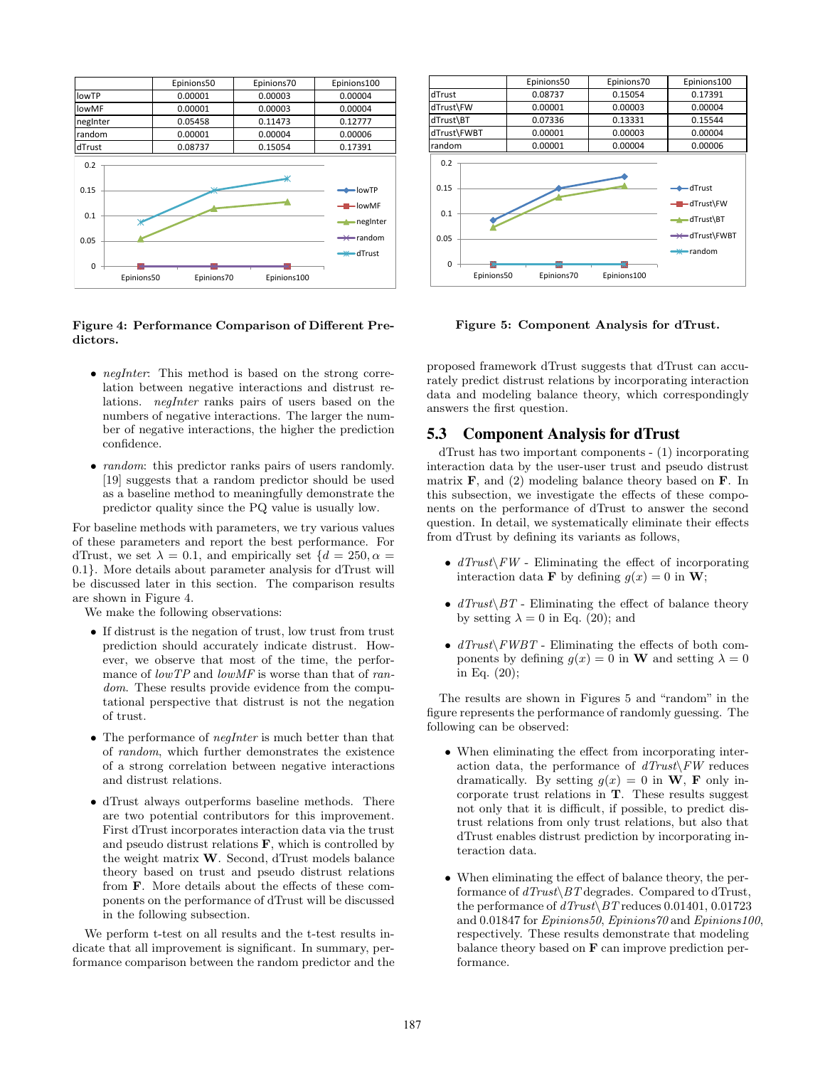|  | Epinions50 | Epinions70 | Epinions100 |
|---|---|---|---|
| lowTP | 0.00001 | 0.00003 | 0.00004 |
| lowMF | 0.00001 | 0.00003 | 0.00004 |
| negInter | 0.05458 | 0.11473 | 0.12777 |
| random | 0.00001 | 0.00004 | 0.00006 |
| dTrust | 0.08737 | 0.15054 | 0.17391 |

**Figure 4: Performance Comparison of Different Predictors.**

|  | Epinions50 | Epinions70 | Epinions100 |
|---|---|---|---|
| dTrust | 0.08737 | 0.15054 | 0.17391 |
| dTrust\FW | 0.00001 | 0.00003 | 0.00004 |
| dTrust\BT | 0.07336 | 0.13331 | 0.15544 |
| dTrust\FWBT | 0.00001 | 0.00003 | 0.00004 |
| random | 0.00001 | 0.00004 | 0.00006 |

**Figure 5: Component Analysis for dTrust.**

- *negInter*: This method is based on the strong correlation between negative interactions and distrust relations. *negInter* ranks pairs of users based on the numbers of negative interactions. The larger the number of negative interactions, the higher the prediction confidence.
- *random*: this predictor ranks pairs of users randomly. [19] suggests that a random predictor should be used as a baseline method to meaningfully demonstrate the predictor quality since the PQ value is usually low.

For baseline methods with parameters, we try various values of these parameters and report the best performance. For dTrust, we set $\lambda = 0.1$, and empirically set $\{d = 250, \alpha = 0.1\}$. More details about parameter analysis for dTrust will be discussed later in this section. The comparison results are shown in Figure 4.

We make the following observations:

- If distrust is the negation of trust, low trust from trust prediction should accurately indicate distrust. However, we observe that most of the time, the performance of *lowTP* and *lowMF* is worse than that of *random*. These results provide evidence from the computational perspective that distrust is not the negation of trust.
- The performance of *negInter* is much better than that of *random*, which further demonstrates the existence of a strong correlation between negative interactions and distrust relations.
- dTrust always outperforms baseline methods. There are two potential contributors for this improvement. First dTrust incorporates interaction data via the trust and pseudo distrust relations $\mathbf{F}$, which is controlled by the weight matrix $\mathbf{W}$. Second, dTrust models balance theory based on trust and pseudo distrust relations from $\mathbf{F}$. More details about the effects of these components on the performance of dTrust will be discussed in the following subsection.

We perform t-test on all results and the t-test results indicate that all improvement is significant. In summary, performance comparison between the random predictor and the proposed framework dTrust suggests that dTrust can accurately predict distrust relations by incorporating interaction data and modeling balance theory, which correspondingly answers the first question.

## 5.3 Component Analysis for dTrust

dTrust has two important components - (1) incorporating interaction data by the user-user trust and pseudo distrust matrix $\mathbf{F}$, and (2) modeling balance theory based on $\mathbf{F}$. In this subsection, we investigate the effects of these components on the performance of dTrust to answer the second question. In detail, we systematically eliminate their effects from dTrust by defining its variants as follows,

- *dTrust\FW* - Eliminating the effect of incorporating interaction data $\mathbf{F}$ by defining $g(x) = 0$ in $\mathbf{W}$;
- *dTrust\BT* - Eliminating the effect of balance theory by setting $\lambda = 0$ in Eq. (20); and
- *dTrust\FWBT* - Eliminating the effects of both components by defining $g(x) = 0$ in $\mathbf{W}$ and setting $\lambda = 0$ in Eq. (20);

The results are shown in Figures 5 and "random" in the figure represents the performance of randomly guessing. The following can be observed:

- When eliminating the effect from incorporating interaction data, the performance of *dTrust\FW* reduces dramatically. By setting $g(x) = 0$ in $\mathbf{W}$, $\mathbf{F}$ only incorporate trust relations in $\mathbf{T}$. These results suggest not only that it is difficult, if possible, to predict distrust relations from only trust relations, but also that dTrust enables distrust prediction by incorporating interaction data.
- When eliminating the effect of balance theory, the performance of *dTrust\BT* degrades. Compared to dTrust, the performance of *dTrust\BT* reduces 0.01401, 0.01723 and 0.01847 for *Epinions50*, *Epinions70* and *Epinions100*, respectively. These results demonstrate that modeling balance theory based on $\mathbf{F}$ can improve prediction performance.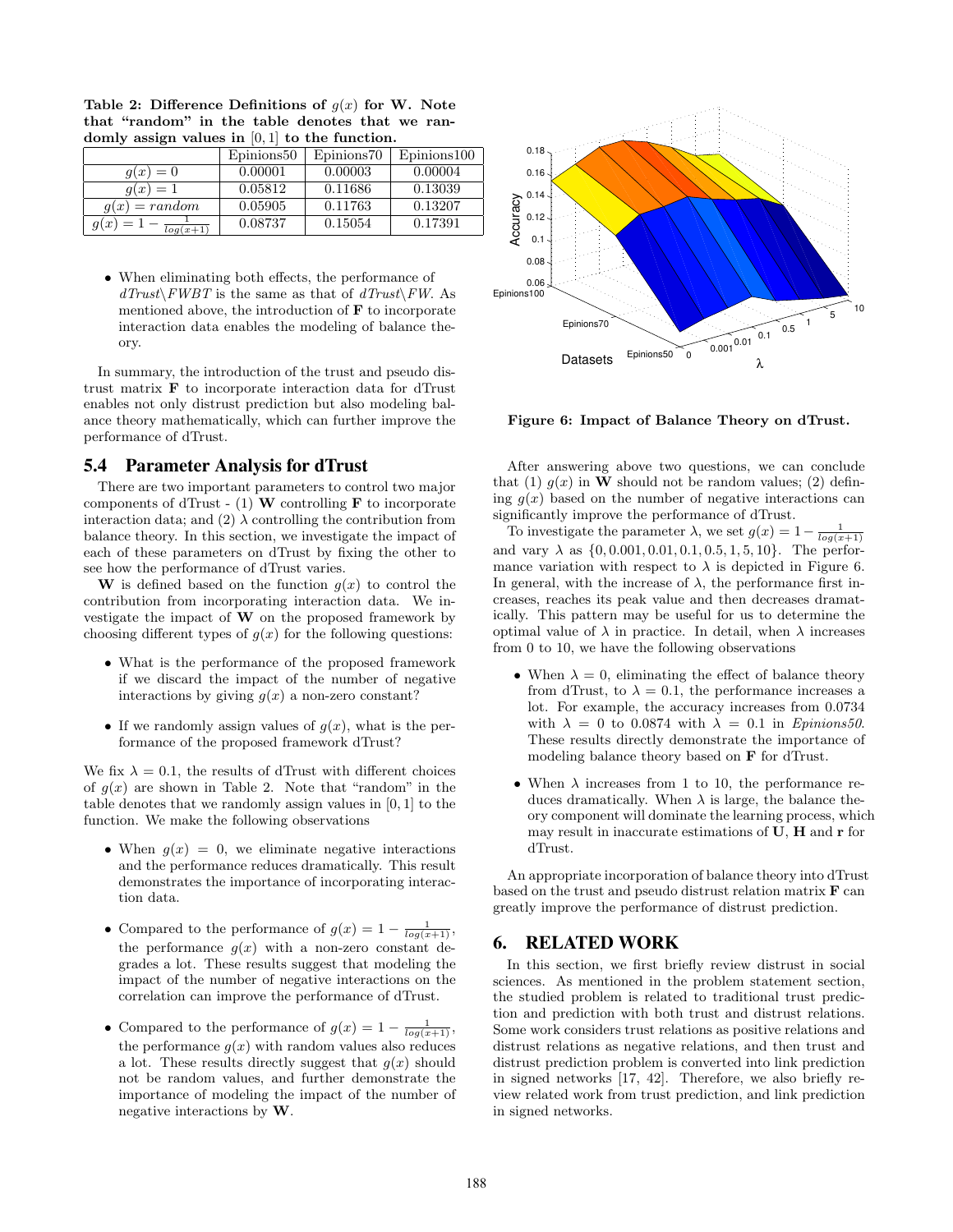**Table 2: Difference Definitions of $g(x)$ for W. Note that "random" in the table denotes that we randomly assign values in $[0, 1]$ to the function.**

| | Epinions50 | Epinions70 | Epinions100 |
|---|---|---|---|
| $g(x) = 0$ | 0.00001 | 0.00003 | 0.00004 |
| $g(x) = 1$ | 0.05812 | 0.11686 | 0.13039 |
| $g(x) = random$ | 0.05905 | 0.11763 | 0.13207 |
| $g(x) = 1 - \frac{1}{log(x+1)}$ | 0.08737 | 0.15054 | 0.17391 |

- When eliminating both effects, the performance of $dTrust\backslash FWBT$ is the same as that of $dTrust\backslash FW$. As mentioned above, the introduction of **F** to incorporate interaction data enables the modeling of balance theory.

In summary, the introduction of the trust and pseudo distrust matrix **F** to incorporate interaction data for dTrust enables not only distrust prediction but also modeling balance theory mathematically, which can further improve the performance of dTrust.

## 5.4 Parameter Analysis for dTrust

There are two important parameters to control two major components of dTrust - (1) **W** controlling **F** to incorporate interaction data; and (2) $\lambda$ controlling the contribution from balance theory. In this section, we investigate the impact of each of these parameters on dTrust by fixing the other to see how the performance of dTrust varies.

**W** is defined based on the function $g(x)$ to control the contribution from incorporating interaction data. We investigate the impact of **W** on the proposed framework by choosing different types of $g(x)$ for the following questions:

- What is the performance of the proposed framework if we discard the impact of the number of negative interactions by giving $g(x)$ a non-zero constant?
- If we randomly assign values of $g(x)$, what is the performance of the proposed framework dTrust?

We fix $\lambda = 0.1$, the results of dTrust with different choices of $g(x)$ are shown in Table 2. Note that "random" in the table denotes that we randomly assign values in $[0, 1]$ to the function. We make the following observations

- When $g(x) = 0$, we eliminate negative interactions and the performance reduces dramatically. This result demonstrates the importance of incorporating interaction data.
- Compared to the performance of $g(x) = 1 - \frac{1}{log(x+1)}$, the performance $g(x)$ with a non-zero constant degrades a lot. These results suggest that modeling the impact of the number of negative interactions on the correlation can improve the performance of dTrust.
- Compared to the performance of $g(x) = 1 - \frac{1}{log(x+1)}$, the performance $g(x)$ with random values also reduces a lot. These results directly suggest that $g(x)$ should not be random values, and further demonstrate the importance of modeling the impact of the number of negative interactions by **W**.

**Figure 6: Impact of Balance Theory on dTrust.**

After answering above two questions, we can conclude that (1) $g(x)$ in **W** should not be random values; (2) defining $g(x)$ based on the number of negative interactions can significantly improve the performance of dTrust.

To investigate the parameter $\lambda$, we set $g(x) = 1 - \frac{1}{log(x+1)}$ and vary $\lambda$ as $\{0, 0.001, 0.01, 0.1, 0.5, 1, 5, 10\}$. The performance variation with respect to $\lambda$ is depicted in Figure 6. In general, with the increase of $\lambda$, the performance first increases, reaches its peak value and then decreases dramatically. This pattern may be useful for us to determine the optimal value of $\lambda$ in practice. In detail, when $\lambda$ increases from 0 to 10, we have the following observations

- When $\lambda = 0$, eliminating the effect of balance theory from dTrust, to $\lambda = 0.1$, the performance increases a lot. For example, the accuracy increases from 0.0734 with $\lambda = 0$ to 0.0874 with $\lambda = 0.1$ in *Epinions50*. These results directly demonstrate the importance of modeling balance theory based on **F** for dTrust.
- When $\lambda$ increases from 1 to 10, the performance reduces dramatically. When $\lambda$ is large, the balance theory component will dominate the learning process, which may result in inaccurate estimations of **U**, **H** and **r** for dTrust.

An appropriate incorporation of balance theory into dTrust based on the trust and pseudo distrust relation matrix **F** can greatly improve the performance of distrust prediction.

# 6. RELATED WORK

In this section, we first briefly review distrust in social sciences. As mentioned in the problem statement section, the studied problem is related to traditional trust prediction and prediction with both trust and distrust relations. Some work considers trust relations as positive relations and distrust relations as negative relations, and then trust and distrust prediction problem is converted into link prediction in signed networks [17, 42]. Therefore, we also briefly review related work from trust prediction, and link prediction in signed networks.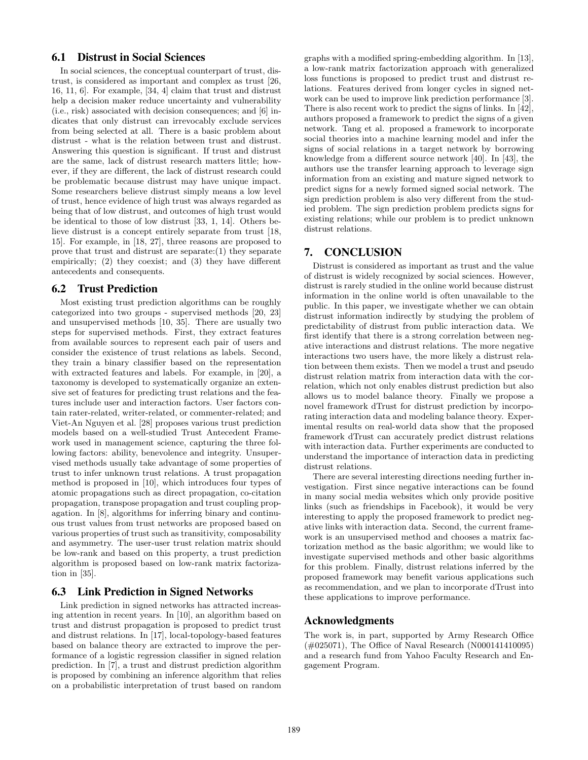### 6.1 Distrust in Social Sciences

In social sciences, the conceptual counterpart of trust, distrust, is considered as important and complex as trust [26, 16, 11, 6]. For example, [34, 4] claim that trust and distrust help a decision maker reduce uncertainty and vulnerability (i.e., risk) associated with decision consequences; and [6] indicates that only distrust can irrevocably exclude services from being selected at all. There is a basic problem about distrust - what is the relation between trust and distrust. Answering this question is significant. If trust and distrust are the same, lack of distrust research matters little; however, if they are different, the lack of distrust research could be problematic because distrust may have unique impact. Some researchers believe distrust simply means a low level of trust, hence evidence of high trust was always regarded as being that of low distrust, and outcomes of high trust would be identical to those of low distrust [33, 1, 14]. Others believe distrust is a concept entirely separate from trust [18, 15]. For example, in [18, 27], three reasons are proposed to prove that trust and distrust are separate:(1) they separate empirically; (2) they coexist; and (3) they have different antecedents and consequents.

### 6.2 Trust Prediction

Most existing trust prediction algorithms can be roughly categorized into two groups - supervised methods [20, 23] and unsupervised methods [10, 35]. There are usually two steps for supervised methods. First, they extract features from available sources to represent each pair of users and consider the existence of trust relations as labels. Second, they train a binary classifier based on the representation with extracted features and labels. For example, in [20], a taxonomy is developed to systematically organize an extensive set of features for predicting trust relations and the features include user and interaction factors. User factors contain rater-related, writer-related, or commenter-related; and Viet-An Nguyen et al. [28] proposes various trust prediction models based on a well-studied Trust Antecedent Framework used in management science, capturing the three following factors: ability, benevolence and integrity. Unsupervised methods usually take advantage of some properties of trust to infer unknown trust relations. A trust propagation method is proposed in [10], which introduces four types of atomic propagations such as direct propagation, co-citation propagation, transpose propagation and trust coupling propagation. In [8], algorithms for inferring binary and continuous trust values from trust networks are proposed based on various properties of trust such as transitivity, composability and asymmetry. The user-user trust relation matrix should be low-rank and based on this property, a trust prediction algorithm is proposed based on low-rank matrix factorization in [35].

### 6.3 Link Prediction in Signed Networks

Link prediction in signed networks has attracted increasing attention in recent years. In [10], an algorithm based on trust and distrust propagation is proposed to predict trust and distrust relations. In [17], local-topology-based features based on balance theory are extracted to improve the performance of a logistic regression classifier in signed relation prediction. In [7], a trust and distrust prediction algorithm is proposed by combining an inference algorithm that relies on a probabilistic interpretation of trust based on random graphs with a modified spring-embedding algorithm. In [13], a low-rank matrix factorization approach with generalized loss functions is proposed to predict trust and distrust relations. Features derived from longer cycles in signed network can be used to improve link prediction performance [3]. There is also recent work to predict the signs of links. In [42], authors proposed a framework to predict the signs of a given network. Tang et al. proposed a framework to incorporate social theories into a machine learning model and infer the signs of social relations in a target network by borrowing knowledge from a different source network [40]. In [43], the authors use the transfer learning approach to leverage sign information from an existing and mature signed network to predict signs for a newly formed signed social network. The sign prediction problem is also very different from the studied problem. The sign prediction problem predicts signs for existing relations; while our problem is to predict unknown distrust relations.

## 7. CONCLUSION

Distrust is considered as important as trust and the value of distrust is widely recognized by social sciences. However, distrust is rarely studied in the online world because distrust information in the online world is often unavailable to the public. In this paper, we investigate whether we can obtain distrust information indirectly by studying the problem of predictability of distrust from public interaction data. We first identify that there is a strong correlation between negative interactions and distrust relations. The more negative interactions two users have, the more likely a distrust relation between them exists. Then we model a trust and pseudo distrust relation matrix from interaction data with the correlation, which not only enables distrust prediction but also allows us to model balance theory. Finally we propose a novel framework dTrust for distrust prediction by incorporating interaction data and modeling balance theory. Experimental results on real-world data show that the proposed framework dTrust can accurately predict distrust relations with interaction data. Further experiments are conducted to understand the importance of interaction data in predicting distrust relations.

There are several interesting directions needing further investigation. First since negative interactions can be found in many social media websites which only provide positive links (such as friendships in Facebook), it would be very interesting to apply the proposed framework to predict negative links with interaction data. Second, the current framework is an unsupervised method and chooses a matrix factorization method as the basic algorithm; we would like to investigate supervised methods and other basic algorithms for this problem. Finally, distrust relations inferred by the proposed framework may benefit various applications such as recommendation, and we plan to incorporate dTrust into these applications to improve performance.

## Acknowledgments

The work is, in part, supported by Army Research Office (#025071), The Office of Naval Research (N000141410095) and a research fund from Yahoo Faculty Research and Engagement Program.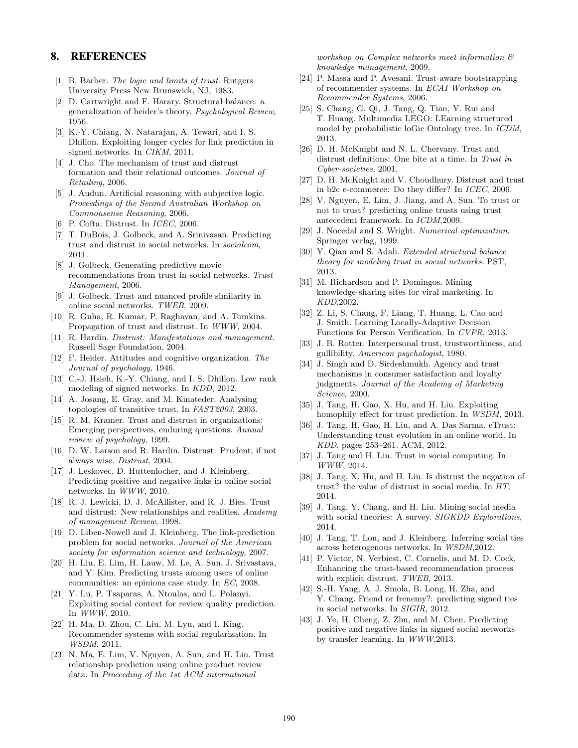# 8. REFERENCES

[1] B. Barber. *The logic and limits of trust*. Rutgers University Press New Brunswick, NJ, 1983.

[2] D. Cartwright and F. Harary. Structural balance: a generalization of heider's theory. *Psychological Review*, 1956.

[3] K.-Y. Chiang, N. Natarajan, A. Tewari, and I. S. Dhillon. Exploiting longer cycles for link prediction in signed networks. In *CIKM*, 2011.

[4] J. Cho. The mechanism of trust and distrust formation and their relational outcomes. *Journal of Retailing*, 2006.

[5] J. Audun. Artificial reasoning with subjective logic. *Proceedings of the Second Australian Workshop on Commonsense Reasoning*, 2006.

[6] P. Cofta. Distrust. In *ICEC*, 2006.

[7] T. DuBois, J. Golbeck, and A. Srinivasan. Predicting trust and distrust in social networks. In *socialcom*, 2011.

[8] J. Golbeck. Generating predictive movie recommendations from trust in social networks. *Trust Management*, 2006.

[9] J. Golbeck. Trust and nuanced profile similarity in online social networks. *TWEB*, 2009.

[10] R. Guha, R. Kumar, P. Raghavan, and A. Tomkins. Propagation of trust and distrust. In *WWW*, 2004.

[11] R. Hardin. *Distrust: Manifestations and management*. Russell Sage Foundation, 2004.

[12] F. Heider. Attitudes and cognitive organization. *The Journal of psychology*, 1946.

[13] C.-J. Hsieh, K.-Y. Chiang, and I. S. Dhillon. Low rank modeling of signed networks. In *KDD*, 2012.

[14] A. Josang, E. Gray, and M. Kinateder. Analysing topologies of transitive trust. In *FAST2003*, 2003.

[15] R. M. Kramer. Trust and distrust in organizations: Emerging perspectives, enduring questions. *Annual review of psychology*, 1999.

[16] D. W. Larson and R. Hardin. Distrust: Prudent, if not always wise. *Distrust*, 2004.

[17] J. Leskovec, D. Huttenlocher, and J. Kleinberg. Predicting positive and negative links in online social networks. In *WWW*, 2010.

[18] R. J. Lewicki, D. J. McAllister, and R. J. Bies. Trust and distrust: New relationships and realities. *Academy of management Review*, 1998.

[19] D. Liben-Nowell and J. Kleinberg. The link-prediction problem for social networks. *Journal of the American society for information science and technology*, 2007.

[20] H. Liu, E. Lim, H. Lauw, M. Le, A. Sun, J. Srivastava, and Y. Kim. Predicting trusts among users of online communities: an epinions case study. In *EC*, 2008.

[21] Y. Lu, P. Tsaparas, A. Ntoulas, and L. Polanyi. Exploiting social context for review quality prediction. In *WWW*, 2010.

[22] H. Ma, D. Zhou, C. Liu, M. Lyu, and I. King. Recommender systems with social regularization. In *WSDM*, 2011.

[23] N. Ma, E. Lim, V. Nguyen, A. Sun, and H. Liu. Trust relationship prediction using online product review data. In *Proceeding of the 1st ACM international workshop on Complex networks meet information & knowledge management*, 2009.

[24] P. Massa and P. Avesani. Trust-aware bootstrapping of recommender systems. In *ECAI Workshop on Recommender Systems*, 2006.

[25] S. Chang, G. Qi, J. Tang, Q. Tian, Y. Rui and T. Huang. Multimedia LEGO: LEarning structured model by probabilistic loGic Ontology tree. In *ICDM*, 2013.

[26] D. H. McKnight and N. L. Chervany. Trust and distrust definitions: One bite at a time. In *Trust in Cyber-societies*, 2001.

[27] D. H. McKnight and V. Choudhury. Distrust and trust in b2c e-commerce: Do they differ? In *ICEC*, 2006.

[28] V. Nguyen, E. Lim, J. Jiang, and A. Sun. To trust or not to trust? predicting online trusts using trust antecedent framework. In *ICDM*,2009.

[29] J. Nocedal and S. Wright. *Numerical optimization*. Springer verlag, 1999.

[30] Y. Qian and S. Adali. *Extended structural balance theory for modeling trust in social networks*. PST, 2013.

[31] M. Richardson and P. Domingos. Mining knowledge-sharing sites for viral marketing. In *KDD*,2002.

[32] Z. Li, S. Chang, F. Liang, T. Huang, L. Cao and J. Smith. Learning Locally-Adaptive Decision Functions for Person Verification. In *CVPR*, 2013.

[33] J. B. Rotter. Interpersonal trust, trustworthiness, and gullibility. *American psychologist*, 1980.

[34] J. Singh and D. Sirdeshmukh. Agency and trust mechanisms in consumer satisfaction and loyalty judgments. *Journal of the Academy of Marketing Science*, 2000.

[35] J. Tang, H. Gao, X. Hu, and H. Liu. Exploiting homophily effect for trust prediction. In *WSDM*, 2013.

[36] J. Tang, H. Gao, H. Liu, and A. Das Sarma. eTrust: Understanding trust evolution in an online world. In *KDD*, pages 253–261. ACM, 2012.

[37] J. Tang and H. Liu. Trust in social computing. In *WWW*, 2014.

[38] J. Tang, X. Hu, and H. Liu. Is distrust the negation of trust? the value of distrust in social media. In *HT*, 2014.

[39] J. Tang, Y. Chang, and H. Liu. Mining social media with social theories: A survey. *SIGKDD Explorations*, 2014.

[40] J. Tang, T. Lou, and J. Kleinberg. Inferring social ties across heterogeneous networks. In *WSDM*,2012.

[41] P. Victor, N. Verbiest, C. Cornelis, and M. D. Cock. Enhancing the trust-based recommendation process with explicit distrust. *TWEB*, 2013.

[42] S.-H. Yang, A. J. Smola, B. Long, H. Zha, and Y. Chang. Friend or frenemy?: predicting signed ties in social networks. In *SIGIR*, 2012.

[43] J. Ye, H. Cheng, Z. Zhu, and M. Chen. Predicting positive and negative links in signed social networks by transfer learning. In *WWW*,2013.